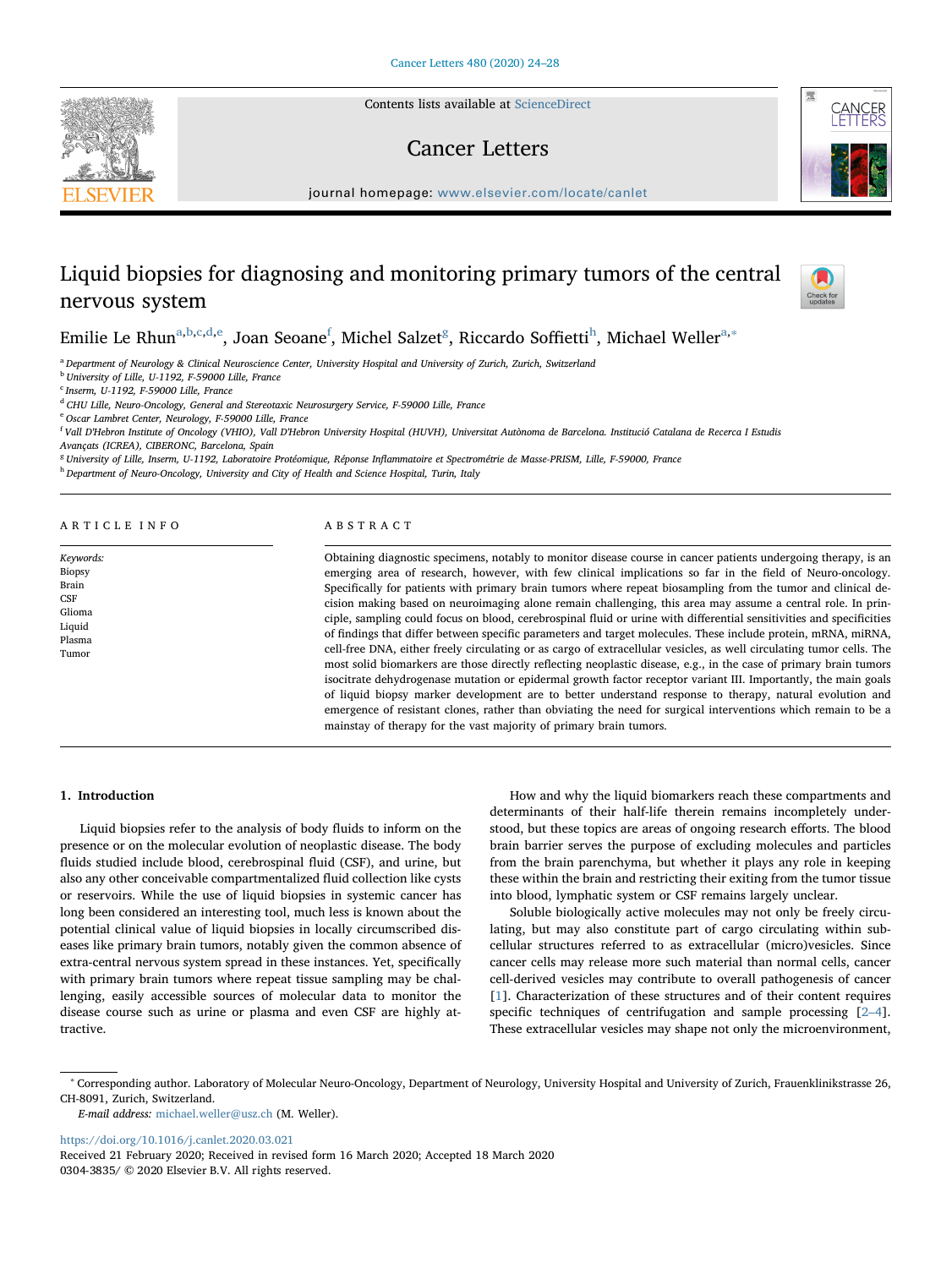# Liquid biopsies for diagnosing and monitoring primary tumors of the central nervous system

Emilie Le Rhun[a,b,c,d,e], Joan Seoane[f], Michel Salzet[g], Riccardo Soffietti[h], Michael Weller[a,*]

[a] Department of Neurology & Clinical Neuroscience Center, University Hospital and University of Zurich, Zurich, Switzerland
[b] University of Lille, U-1192, F-59000 Lille, France
[c] Inserm, U-1192, F-59000 Lille, France
[d] CHU Lille, Neuro-Oncology, General and Stereotaxic Neurosurgery Service, F-59000 Lille, France
[e] Oscar Lambret Center, Neurology, F-59000 Lille, France
[f] Vall D'Hebron Institute of Oncology (VHIO), Vall D'Hebron University Hospital (HUVH), Universitat Autònoma de Barcelona. Institució Catalana de Recerca I Estudis Avançats (ICREA), CIBERONC, Barcelona, Spain
[g] University of Lille, Inserm, U-1192, Laboratoire Protéomique, Réponse Inflammatoire et Spectrométrie de Masse-PRISM, Lille, F-59000, France
[h] Department of Neuro-Oncology, University and City of Health and Science Hospital, Turin, Italy

## ARTICLE INFO

*Keywords:*
Biopsy
Brain
CSF
Glioma
Liquid
Plasma
Tumor

## ABSTRACT

Obtaining diagnostic specimens, notably to monitor disease course in cancer patients undergoing therapy, is an emerging area of research, however, with few clinical implications so far in the field of Neuro-oncology. Specifically for patients with primary brain tumors where repeat biosampling from the tumor and clinical decision making based on neuroimaging alone remain challenging, this area may assume a central role. In principle, sampling could focus on blood, cerebrospinal fluid or urine with differential sensitivities and specificities of findings that differ between specific parameters and target molecules. These include protein, mRNA, miRNA, cell-free DNA, either freely circulating or as cargo of extracellular vesicles, as well circulating tumor cells. The most solid biomarkers are those directly reflecting neoplastic disease, e.g., in the case of primary brain tumors isocitrate dehydrogenase mutation or epidermal growth factor receptor variant III. Importantly, the main goals of liquid biopsy marker development are to better understand response to therapy, natural evolution and emergence of resistant clones, rather than obviating the need for surgical interventions which remain to be a mainstay of therapy for the vast majority of primary brain tumors.

## 1. Introduction

Liquid biopsies refer to the analysis of body fluids to inform on the presence or on the molecular evolution of neoplastic disease. The body fluids studied include blood, cerebrospinal fluid (CSF), and urine, but also any other conceivable compartmentalized fluid collection like cysts or reservoirs. While the use of liquid biopsies in systemic cancer has long been considered an interesting tool, much less is known about the potential clinical value of liquid biopsies in locally circumscribed diseases like primary brain tumors, notably given the common absence of extra-central nervous system spread in these instances. Yet, specifically with primary brain tumors where repeat tissue sampling may be challenging, easily accessible sources of molecular data to monitor the disease course such as urine or plasma and even CSF are highly attractive.

How and why the liquid biomarkers reach these compartments and determinants of their half-life therein remains incompletely understood, but these topics are areas of ongoing research efforts. The blood brain barrier serves the purpose of excluding molecules and particles from the brain parenchyma, but whether it plays any role in keeping these within the brain and restricting their exiting from the tumor tissue into blood, lymphatic system or CSF remains largely unclear.

Soluble biologically active molecules may not only be freely circulating, but may also constitute part of cargo circulating within subcellular structures referred to as extracellular (micro)vesicles. Since cancer cells may release more such material than normal cells, cancer cell-derived vesicles may contribute to overall pathogenesis of cancer [1]. Characterization of these structures and of their content requires specific techniques of centrifugation and sample processing [2–4]. These extracellular vesicles may shape not only the microenvironment,

---

* Corresponding author. Laboratory of Molecular Neuro-Oncology, Department of Neurology, University Hospital and University of Zurich, Frauenklinikstrasse 26, CH-8091, Zurich, Switzerland.

*E-mail address:* michael.weller@usz.ch (M. Weller).

https://doi.org/10.1016/j.canlet.2020.03.021
Received 21 February 2020; Received in revised form 16 March 2020; Accepted 18 March 2020
0304-3835/ © 2020 Elsevier B.V. All rights reserved.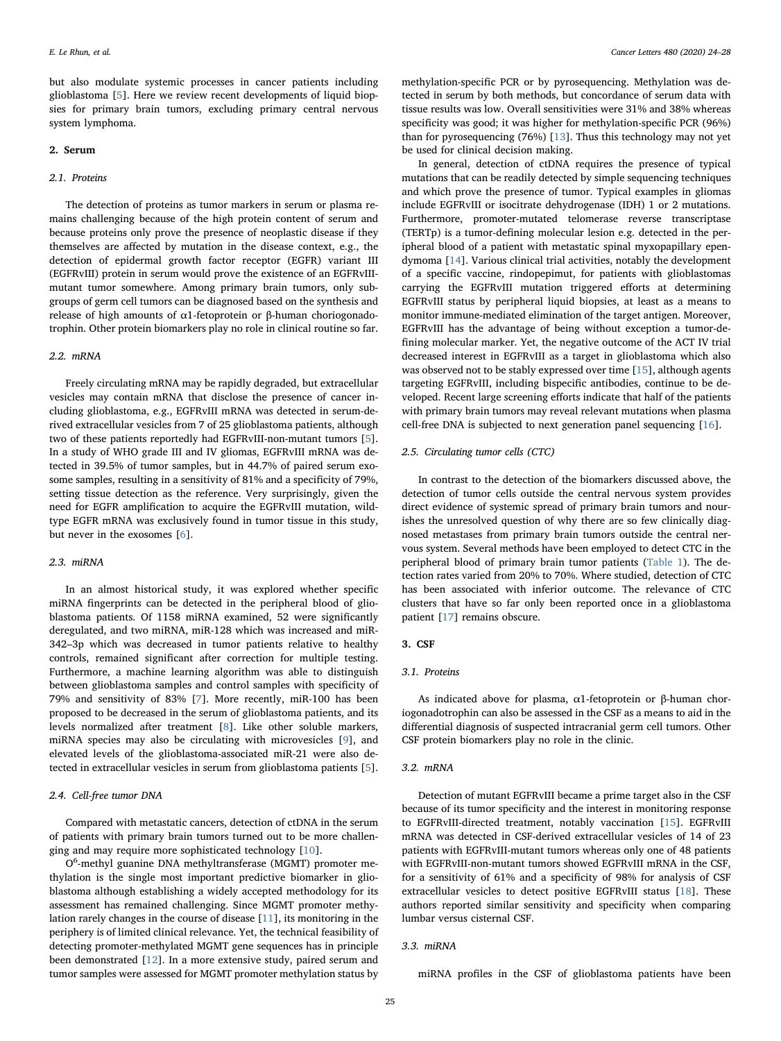but also modulate systemic processes in cancer patients including glioblastoma [5]. Here we review recent developments of liquid biopsies for primary brain tumors, excluding primary central nervous system lymphoma.

## 2. Serum

### 2.1. Proteins

The detection of proteins as tumor markers in serum or plasma remains challenging because of the high protein content of serum and because proteins only prove the presence of neoplastic disease if they themselves are affected by mutation in the disease context, e.g., the detection of epidermal growth factor receptor (EGFR) variant III (EGFRvIII) protein in serum would prove the existence of an EGFRvIII-mutant tumor somewhere. Among primary brain tumors, only subgroups of germ cell tumors can be diagnosed based on the synthesis and release of high amounts of α1-fetoprotein or β-human choriogonadotrophin. Other protein biomarkers play no role in clinical routine so far.

### 2.2. mRNA

Freely circulating mRNA may be rapidly degraded, but extracellular vesicles may contain mRNA that disclose the presence of cancer including glioblastoma, e.g., EGFRvIII mRNA was detected in serum-derived extracellular vesicles from 7 of 25 glioblastoma patients, although two of these patients reportedly had EGFRvIII-non-mutant tumors [5]. In a study of WHO grade III and IV gliomas, EGFRvIII mRNA was detected in 39.5% of tumor samples, but in 44.7% of paired serum exosome samples, resulting in a sensitivity of 81% and a specificity of 79%, setting tissue detection as the reference. Very surprisingly, given the need for EGFR amplification to acquire the EGFRvIII mutation, wild-type EGFR mRNA was exclusively found in tumor tissue in this study, but never in the exosomes [6].

### 2.3. miRNA

In an almost historical study, it was explored whether specific miRNA fingerprints can be detected in the peripheral blood of glioblastoma patients. Of 1158 miRNA examined, 52 were significantly deregulated, and two miRNA, miR-128 which was increased and miR-342–3p which was decreased in tumor patients relative to healthy controls, remained significant after correction for multiple testing. Furthermore, a machine learning algorithm was able to distinguish between glioblastoma samples and control samples with specificity of 79% and sensitivity of 83% [7]. More recently, miR-100 has been proposed to be decreased in the serum of glioblastoma patients, and its levels normalized after treatment [8]. Like other soluble markers, miRNA species may also be circulating with microvesicles [9], and elevated levels of the glioblastoma-associated miR-21 were also detected in extracellular vesicles in serum from glioblastoma patients [5].

### 2.4. Cell-free tumor DNA

Compared with metastatic cancers, detection of ctDNA in the serum of patients with primary brain tumors turned out to be more challenging and may require more sophisticated technology [10].

$O^6$-methyl guanine DNA methyltransferase (MGMT) promoter methylation is the single most important predictive biomarker in glioblastoma although establishing a widely accepted methodology for its assessment has remained challenging. Since MGMT promoter methylation rarely changes in the course of disease [11], its monitoring in the periphery is of limited clinical relevance. Yet, the technical feasibility of detecting promoter-methylated MGMT gene sequences has in principle been demonstrated [12]. In a more extensive study, paired serum and tumor samples were assessed for MGMT promoter methylation status by methylation-specific PCR or by pyrosequencing. Methylation was detected in serum by both methods, but concordance of serum data with tissue results was low. Overall sensitivities were 31% and 38% whereas specificity was good; it was higher for methylation-specific PCR (96%) than for pyrosequencing (76%) [13]. Thus this technology may not yet be used for clinical decision making.

In general, detection of ctDNA requires the presence of typical mutations that can be readily detected by simple sequencing techniques and which prove the presence of tumor. Typical examples in gliomas include EGFRvIII or isocitrate dehydrogenase (IDH) 1 or 2 mutations. Furthermore, promoter-mutated telomerase reverse transcriptase (TERTp) is a tumor-defining molecular lesion e.g. detected in the peripheral blood of a patient with metastatic spinal myxopapillary ependymoma [14]. Various clinical trial activities, notably the development of a specific vaccine, rindopepimut, for patients with glioblastomas carrying the EGFRvIII mutation triggered efforts at determining EGFRvIII status by peripheral liquid biopsies, at least as a means to monitor immune-mediated elimination of the target antigen. Moreover, EGFRvIII has the advantage of being without exception a tumor-defining molecular marker. Yet, the negative outcome of the ACT IV trial decreased interest in EGFRvIII as a target in glioblastoma which also was observed not to be stably expressed over time [15], although agents targeting EGFRvIII, including bispecific antibodies, continue to be developed. Recent large screening efforts indicate that half of the patients with primary brain tumors may reveal relevant mutations when plasma cell-free DNA is subjected to next generation panel sequencing [16].

### 2.5. Circulating tumor cells (CTC)

In contrast to the detection of the biomarkers discussed above, the detection of tumor cells outside the central nervous system provides direct evidence of systemic spread of primary brain tumors and nourishes the unresolved question of why there are so few clinically diagnosed metastases from primary brain tumors outside the central nervous system. Several methods have been employed to detect CTC in the peripheral blood of primary brain tumor patients (Table 1). The detection rates varied from 20% to 70%. Where studied, detection of CTC has been associated with inferior outcome. The relevance of CTC clusters that have so far only been reported once in a glioblastoma patient [17] remains obscure.

## 3. CSF

### 3.1. Proteins

As indicated above for plasma, α1-fetoprotein or β-human choriogonadotrophin can also be assessed in the CSF as a means to aid in the differential diagnosis of suspected intracranial germ cell tumors. Other CSF protein biomarkers play no role in the clinic.

### 3.2. mRNA

Detection of mutant EGFRvIII became a prime target also in the CSF because of its tumor specificity and the interest in monitoring response to EGFRvIII-directed treatment, notably vaccination [15]. EGFRvIII mRNA was detected in CSF-derived extracellular vesicles of 14 of 23 patients with EGFRvIII-mutant tumors whereas only one of 48 patients with EGFRvIII-non-mutant tumors showed EGFRvIII mRNA in the CSF, for a sensitivity of 61% and a specificity of 98% for analysis of CSF extracellular vesicles to detect positive EGFRvIII status [18]. These authors reported similar sensitivity and specificity when comparing lumbar versus cisternal CSF.

### 3.3. miRNA

miRNA profiles in the CSF of glioblastoma patients have been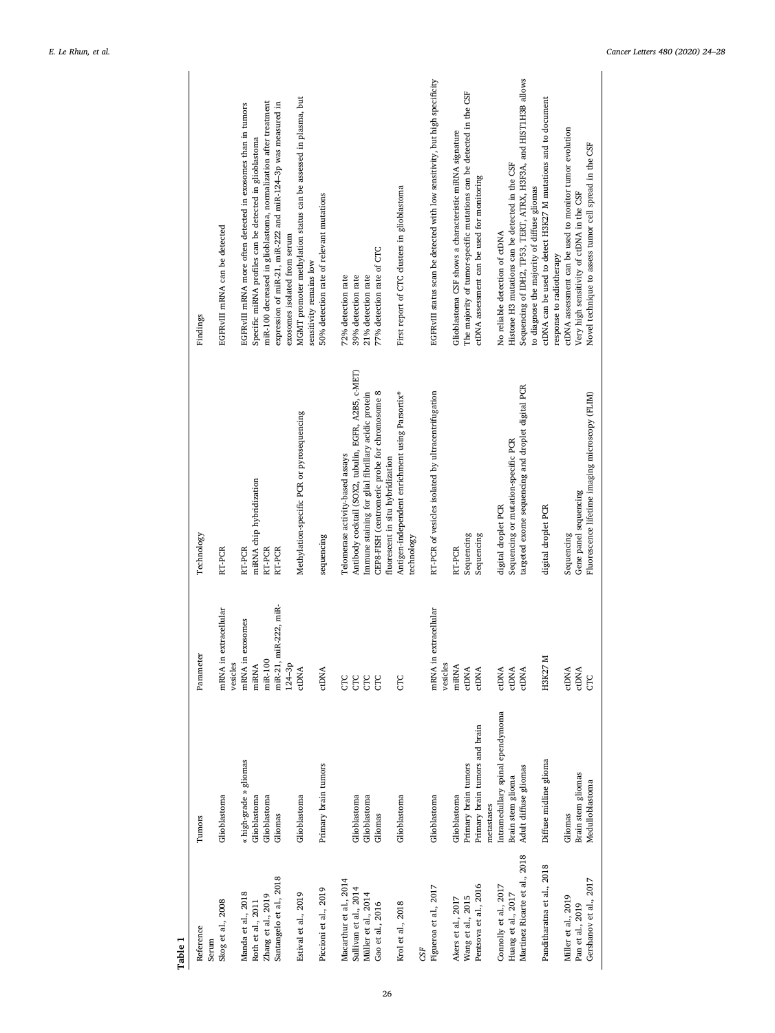**Table 1**

| Reference | Tumors | Parameter | Technology | Findings |
|---|---|---|---|---|
| *Serum* | | | | |
| Skog et al., 2008 | Glioblastoma | mRNA in extracellular vesicles | RT-PCR | EGFRvIII mRNA can be detected |
| Manda et al., 2018 | « high-grade » gliomas | mRNA in exosomes | RT-PCR | EGFRvIII mRNA more often detected in exosomes than in tumors |
| Roth et al., 2011 | Glioblastoma | miRNA | miRNA chip hybridization | Specific miRNA profiles can be detected in glioblastoma |
| Zhang et al., 2019 | Glioblastoma | miR-100 | RT-PCR | miR-100 decreased in glioblastoma, normalization after treatment |
| Santangelo et al., 2018 | Gliomas | miR-21, miR-222, miR-124–3p | RT-PCR | expression of miR-21, miR-222 and miR-124–3p was measured in exosomes isolated from serum |
| Estival et al., 2019 | Glioblastoma | ctDNA | Methylation-specific PCR or pyrosequencing | MGMT promoter methylation status can be assessed in plasma, but sensitivity remains low |
| Piccioni et al., 2019 | Primary brain tumors | ctDNA | sequencing | 50% detection rate of relevant mutations |
| Macarthur et al., 2014 | | CTC | Telomerase activity-based assays | 72% detection rate |
| Sullivan et al., 2014 | Glioblastoma | CTC | Antibody cocktail (SOX2, tubulin, EGFR, A2B5, c-MET) | 39% detection rate |
| Müller et al., 2014 | Glioblastoma | CTC | Immune staining for glial fibrillary acidic protein | 21% detection rate |
| Gao et al., 2016 | Gliomas | CTC | CEP8-FISH (centromeric probe for chromosome 8 fluorescent in situ hybridization | 77% detection rate of CTC |
| Krol et al., 2018 | Glioblastoma | CTC | Antigen-independent enrichment using Parsortix® technology | First report of CTC clusters in glioblastoma |
| *CSF* | | | | |
| Figueroa et al., 2017 | Glioblastoma | mRNA in extracellular vesicles | RT-PCR of vesicles isolated by ultracentrifugation | EGFRvIII status scan be detected with low sensitivity, but high specificity |
| Akers et al., 2017 | Glioblastoma | miRNA | RT-PCR | Glioblastoma CSF shows a characteristic miRNA signature |
| Wang et al., 2015 | Primary brain tumors | ctDNA | Sequencing | The majority of tumor-specific mutations can be detected in the CSF |
| Pentsova et al., 2016 | Primary brain tumors and brain metastases | ctDNA | Sequencing | ctDNA assessment can be used for monitoring |
| Connolly et al., 2017 | Intramedullary spinal ependymoma | ctDNA | digital droplet PCR | No reliable detection of ctDNA |
| Huang et al., 2017 | Brain stem glioma | ctDNA | Sequencing or mutation-specific PCR | Histone H3 mutations can be detected in the CSF |
| Martínez-Ricarte et al., 2018 | Adult diffuse gliomas | ctDNA | targeted exome sequencing and droplet digital PCR | Sequencing of IDH2, TP53, TERT, ATRX, H3F3A, and HIST1H3B allows to diagnose the majority of diffuse gliomas |
| Panditharatna et al., 2018 | Diffuse midline glioma | H3K27 M | digital droplet PCR | ctDNA can be used to detect H3K27 M mutations and to document response to radiotherapy |
| Miller et al., 2019 | Gliomas | ctDNA | Sequencing | ctDNA assessment can be used to monitor tumor evolution |
| Pan et al., 2019 | Brain stem gliomas | ctDNA | Gene panel sequencing | Very high sensitivity of ctDNA in the CSF |
| Gershanov et al., 2017 | Medulloblastoma | CTC | Fluorescence lifetime imaging microscopy (FLIM) | Novel technique to assess tumor cell spread in the CSF |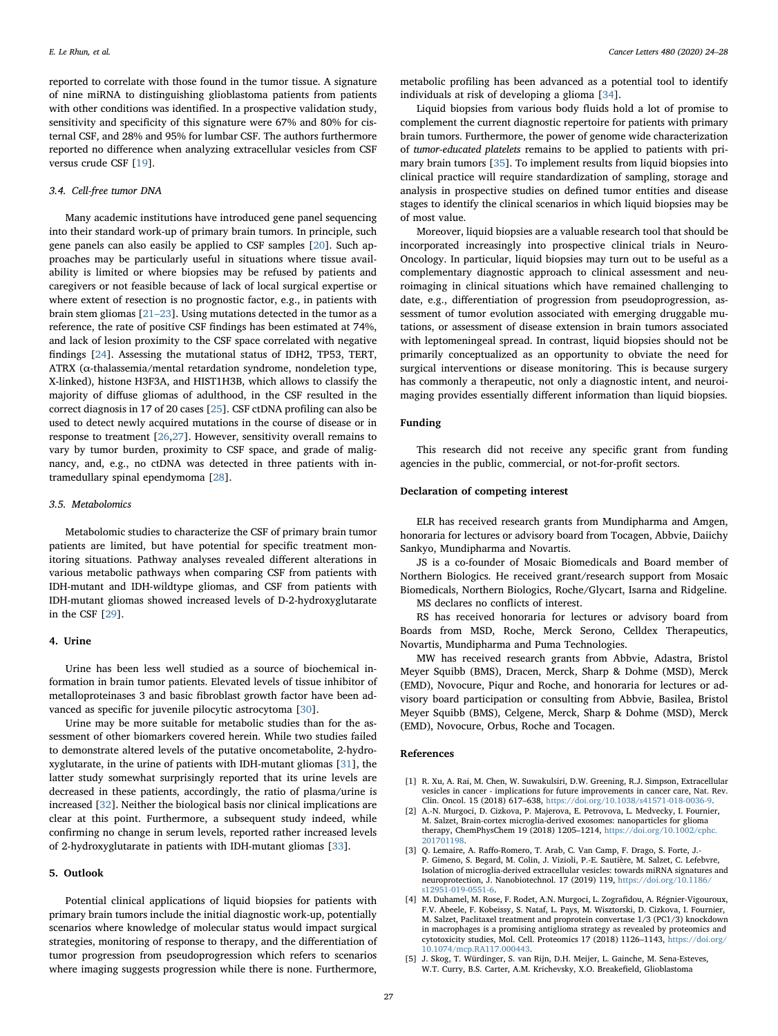reported to correlate with those found in the tumor tissue. A signature of nine miRNA to distinguishing glioblastoma patients from patients with other conditions was identified. In a prospective validation study, sensitivity and specificity of this signature were 67% and 80% for cisternal CSF, and 28% and 95% for lumbar CSF. The authors furthermore reported no difference when analyzing extracellular vesicles from CSF versus crude CSF [19].

### 3.4. Cell-free tumor DNA

Many academic institutions have introduced gene panel sequencing into their standard work-up of primary brain tumors. In principle, such gene panels can also easily be applied to CSF samples [20]. Such approaches may be particularly useful in situations where tissue availability is limited or where biopsies may be refused by patients and caregivers or not feasible because of lack of local surgical expertise or where extent of resection is no prognostic factor, e.g., in patients with brain stem gliomas [21–23]. Using mutations detected in the tumor as a reference, the rate of positive CSF findings has been estimated at 74%, and lack of lesion proximity to the CSF space correlated with negative findings [24]. Assessing the mutational status of IDH2, TP53, TERT, ATRX (α-thalassemia/mental retardation syndrome, nondeletion type, X-linked), histone H3F3A, and HIST1H3B, which allows to classify the majority of diffuse gliomas of adulthood, in the CSF resulted in the correct diagnosis in 17 of 20 cases [25]. CSF ctDNA profiling can also be used to detect newly acquired mutations in the course of disease or in response to treatment [26,27]. However, sensitivity overall remains to vary by tumor burden, proximity to CSF space, and grade of malignancy, and, e.g., no ctDNA was detected in three patients with intramedullary spinal ependymoma [28].

### 3.5. Metabolomics

Metabolomic studies to characterize the CSF of primary brain tumor patients are limited, but have potential for specific treatment monitoring situations. Pathway analyses revealed different alterations in various metabolic pathways when comparing CSF from patients with IDH-mutant and IDH-wildtype gliomas, and CSF from patients with IDH-mutant gliomas showed increased levels of D-2-hydroxyglutarate in the CSF [29].

## 4. Urine

Urine has been less well studied as a source of biochemical information in brain tumor patients. Elevated levels of tissue inhibitor of metalloproteinases 3 and basic fibroblast growth factor have been advanced as specific for juvenile pilocytic astrocytoma [30].

Urine may be more suitable for metabolic studies than for the assessment of other biomarkers covered herein. While two studies failed to demonstrate altered levels of the putative oncometabolite, 2-hydroxyglutarate, in the urine of patients with IDH-mutant gliomas [31], the latter study somewhat surprisingly reported that its urine levels are decreased in these patients, accordingly, the ratio of plasma/urine is increased [32]. Neither the biological basis nor clinical implications are clear at this point. Furthermore, a subsequent study indeed, while confirming no change in serum levels, reported rather increased levels of 2-hydroxyglutarate in patients with IDH-mutant gliomas [33].

## 5. Outlook

Potential clinical applications of liquid biopsies for patients with primary brain tumors include the initial diagnostic work-up, potentially scenarios where knowledge of molecular status would impact surgical strategies, monitoring of response to therapy, and the differentiation of tumor progression from pseudoprogression which refers to scenarios where imaging suggests progression while there is none. Furthermore, metabolic profiling has been advanced as a potential tool to identify individuals at risk of developing a glioma [34].

Liquid biopsies from various body fluids hold a lot of promise to complement the current diagnostic repertoire for patients with primary brain tumors. Furthermore, the power of genome wide characterization of *tumor-educated platelets* remains to be applied to patients with primary brain tumors [35]. To implement results from liquid biopsies into clinical practice will require standardization of sampling, storage and analysis in prospective studies on defined tumor entities and disease stages to identify the clinical scenarios in which liquid biopsies may be of most value.

Moreover, liquid biopsies are a valuable research tool that should be incorporated increasingly into prospective clinical trials in Neuro-Oncology. In particular, liquid biopsies may turn out to be useful as a complementary diagnostic approach to clinical assessment and neuroimaging in clinical situations which have remained challenging to date, e.g., differentiation of progression from pseudoprogression, assessment of tumor evolution associated with emerging druggable mutations, or assessment of disease extension in brain tumors associated with leptomeningeal spread. In contrast, liquid biopsies should not be primarily conceptualized as an opportunity to obviate the need for surgical interventions or disease monitoring. This is because surgery has commonly a therapeutic, not only a diagnostic intent, and neuroimaging provides essentially different information than liquid biopsies.

## Funding

This research did not receive any specific grant from funding agencies in the public, commercial, or not-for-profit sectors.

## Declaration of competing interest

ELR has received research grants from Mundipharma and Amgen, honoraria for lectures or advisory board from Tocagen, Abbvie, Daiichy Sankyo, Mundipharma and Novartis.

JS is a co-founder of Mosaic Biomedicals and Board member of Northern Biologics. He received grant/research support from Mosaic Biomedicals, Northern Biologics, Roche/Glycart, Isarna and Ridgeline.

MS declares no conflicts of interest.

RS has received honoraria for lectures or advisory board from Boards from MSD, Roche, Merck Serono, Celldex Therapeutics, Novartis, Mundipharma and Puma Technologies.

MW has received research grants from Abbvie, Adastra, Bristol Meyer Squibb (BMS), Dracen, Merck, Sharp & Dohme (MSD), Merck (EMD), Novocure, Piqur and Roche, and honoraria for lectures or advisory board participation or consulting from Abbvie, Basilea, Bristol Meyer Squibb (BMS), Celgene, Merck, Sharp & Dohme (MSD), Merck (EMD), Novocure, Orbus, Roche and Tocagen.

## References

[1] R. Xu, A. Rai, M. Chen, W. Suwakulsiri, D.W. Greening, R.J. Simpson, Extracellular vesicles in cancer - implications for future improvements in cancer care, Nat. Rev. Clin. Oncol. 15 (2018) 617–638, https://doi.org/10.1038/s41571-018-0036-9.

[2] A.-N. Murgoci, D. Cizkova, P. Majerova, E. Petrovova, L. Medvecky, I. Fournier, M. Salzet, Brain-cortex microglia-derived exosomes: nanoparticles for glioma therapy, ChemPhysChem 19 (2018) 1205–1214, https://doi.org/10.1002/cphc.201701198.

[3] Q. Lemaire, A. Raffo-Romero, T. Arab, C. Van Camp, F. Drago, S. Forte, J.-P. Gimeno, S. Begard, M. Colin, J. Vizioli, P.-E. Sautière, M. Salzet, C. Lefebvre, Isolation of microglia-derived extracellular vesicles: towards miRNA signatures and neuroprotection, J. Nanobiotechnol. 17 (2019) 119, https://doi.org/10.1186/s12951-019-0551-6.

[4] M. Duhamel, M. Rose, F. Rodet, A.N. Murgoci, L. Zografidou, A. Régnier-Vigouroux, F.V. Abeele, F. Kobeissy, S. Nataf, L. Pays, M. Wisztorski, D. Cizkova, I. Fournier, M. Salzet, Paclitaxel treatment and proprotein convertase 1/3 (PC1/3) knockdown in macrophages is a promising antiglioma strategy as revealed by proteomics and cytotoxicity studies, Mol. Cell. Proteomics 17 (2018) 1126–1143, https://doi.org/10.1074/mcp.RA117.000443.

[5] J. Skog, T. Würdinger, S. van Rijn, D.H. Meijer, L. Gainche, M. Sena-Esteves, W.T. Curry, B.S. Carter, A.M. Krichevsky, X.O. Breakefield, Glioblastoma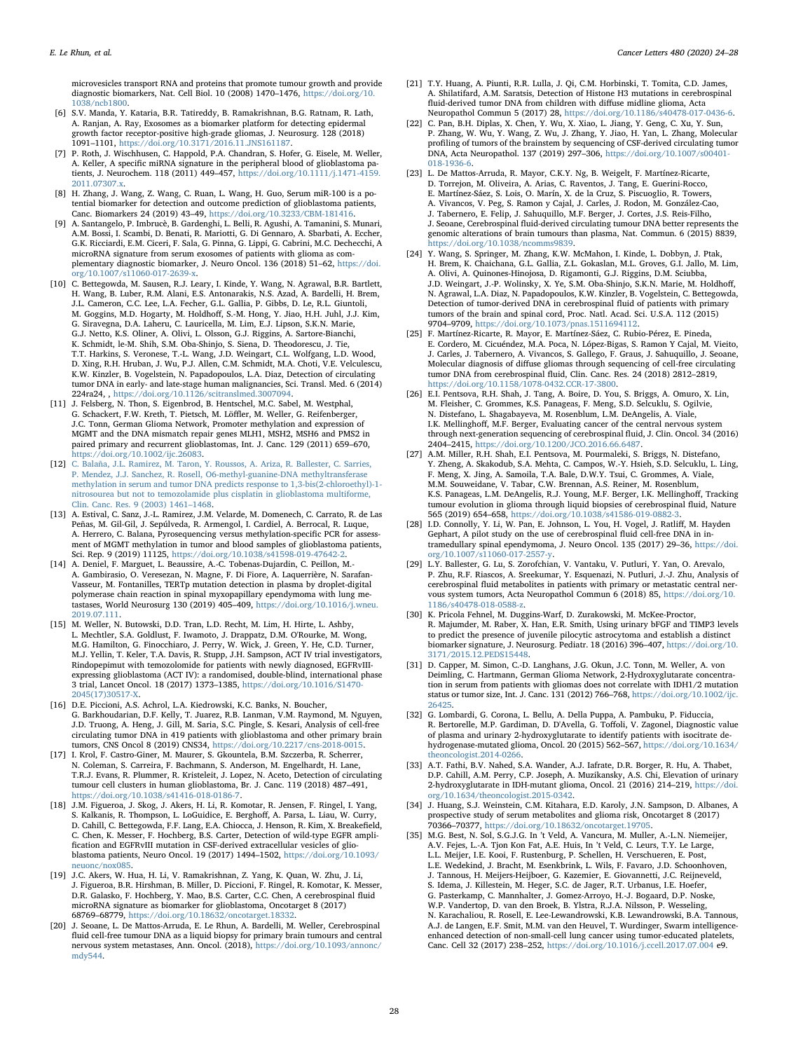microvesicles transport RNA and proteins that promote tumour growth and provide diagnostic biomarkers, Nat. Cell Biol. 10 (2008) 1470–1476, https://doi.org/10.1038/ncb1800.

[6] S.V. Manda, Y. Kataria, B.R. Tatireddy, B. Ramakrishnan, B.G. Ratnam, R. Lath, A. Ranjan, A. Ray, Exosomes as a biomarker platform for detecting epidermal growth factor receptor-positive high-grade gliomas, J. Neurosurg. 128 (2018) 1091–1101, https://doi.org/10.3171/2016.11.JNS161187.

[7] P. Roth, J. Wischhusen, C. Happold, P.A. Chandran, S. Hofer, G. Eisele, M. Weller, A. Keller, A specific miRNA signature in the peripheral blood of glioblastoma patients, J. Neurochem. 118 (2011) 449–457, https://doi.org/10.1111/j.1471-4159.2011.07307.x.

[8] H. Zhang, J. Wang, Z. Wang, C. Ruan, L. Wang, H. Guo, Serum miR-100 is a potential biomarker for detection and outcome prediction of glioblastoma patients, Canc. Biomarkers 24 (2019) 43–49, https://doi.org/10.3233/CBM-181416.

[9] A. Santangelo, P. Imbrucè, B. Gardenghi, L. Belli, R. Agushi, A. Tamanini, S. Munari, A.M. Bossi, I. Scambi, D. Benati, R. Mariotti, G. Di Gennaro, A. Sbarbati, A. Eccher, G.K. Ricciardi, E.M. Ciceri, F. Sala, G. Pinna, G. Lippi, G. Cabrini, M.C. Dechecchi, A microRNA signature from serum exosomes of patients with glioma as complementary diagnostic biomarker, J. Neuro Oncol. 136 (2018) 51–62, https://doi.org/10.1007/s11060-017-2639-x.

[10] C. Bettegowda, M. Sausen, R.J. Leary, I. Kinde, Y. Wang, N. Agrawal, B.R. Bartlett, H. Wang, B. Luber, R.M. Alani, E.S. Antonarakis, N.S. Azad, A. Bardelli, H. Brem, J.L. Cameron, C.C. Lee, L.A. Fecher, G.L. Gallia, P. Gibbs, D. Le, R.L. Giuntoli, M. Goggins, M.D. Hogarty, M. Holdhoff, S.-M. Hong, Y. Jiao, H.H. Juhl, J.J. Kim, G. Siravegna, D.A. Laheru, C. Lauricella, M. Lim, E.J. Lipson, S.K.N. Marie, G.J. Netto, K.S. Oliner, A. Olivi, L. Olsson, G.J. Riggins, A. Sartore-Bianchi, K. Schmidt, le-M. Shih, S.M. Oba-Shinjo, S. Siena, D. Theodorescu, J. Tie, T.T. Harkins, S. Veronese, T.-L. Wang, J.D. Weingart, C.L. Wolfgang, L.D. Wood, D. Xing, R.H. Hruban, J. Wu, P.J. Allen, C.M. Schmidt, M.A. Choti, V.E. Velculescu, K.W. Kinzler, B. Vogelstein, N. Papadopoulos, L.A. Diaz, Detection of circulating tumor DNA in early- and late-stage human malignancies, Sci. Transl. Med. 6 (2014) 224ra24, , https://doi.org/10.1126/scitranslmed.3007094.

[11] J. Felsberg, N. Thon, S. Eigenbrod, B. Hentschel, M.C. Sabel, M. Westphal, G. Schackert, F.W. Kreth, T. Pietsch, M. Löffler, M. Weller, G. Reifenberger, J.C. Tonn, German Glioma Network, Promoter methylation and expression of MGMT and the DNA mismatch repair genes MLH1, MSH2, MSH6 and PMS2 in paired primary and recurrent glioblastomas, Int. J. Canc. 129 (2011) 659–670, https://doi.org/10.1002/ijc.26083.

[12] C. Balaña, J.L. Ramirez, M. Taron, Y. Roussos, A. Ariza, R. Ballester, C. Sarries, P. Mendez, J.J. Sanchez, R. Rosell, O6-methyl-guanine-DNA methyltransferase methylation in serum and tumor DNA predicts response to 1,3-bis(2-chloroethyl)-1-nitrosourea but not to temozolamide plus cisplatin in glioblastoma multiforme, Clin. Canc. Res. 9 (2003) 1461–1468.

[13] A. Estival, C. Sanz, J.-L. Ramirez, J.M. Velarde, M. Domenech, C. Carrato, R. de Las Peñas, M. Gil-Gil, J. Sepúlveda, R. Armengol, I. Cardiel, A. Berrocal, R. Luque, A. Herrero, C. Balana, Pyrosequencing versus methylation-specific PCR for assessment of MGMT methylation in tumor and blood samples of glioblastoma patients, Sci. Rep. 9 (2019) 11125, https://doi.org/10.1038/s41598-019-47642-2.

[14] A. Deniel, F. Marguet, L. Beaussire, A.-C. Tobenas-Dujardin, C. Peillon, M.-A. Gambirasio, O. Veresezan, N. Magne, F. Di Fiore, A. Laquerrière, N. Sarafan-Vasseur, M. Fontanilles, TERTp mutation detection in plasma by droplet-digital polymerase chain reaction in spinal myxopapillary ependymoma with lung metastases, World Neurosurg 130 (2019) 405–409, https://doi.org/10.1016/j.wneu.2019.07.111.

[15] M. Weller, N. Butowski, D.D. Tran, L.D. Recht, M. Lim, H. Hirte, L. Ashby, L. Mechtler, S.A. Goldlust, F. Iwamoto, J. Drappatz, D.M. O'Rourke, M. Wong, M.G. Hamilton, G. Finocchiaro, J. Perry, W. Wick, J. Green, Y. He, C.D. Turner, M.J. Yellin, T. Keler, T.A. Davis, R. Stupp, J.H. Sampson, ACT IV trial investigators, Rindopepimut with temozolomide for patients with newly diagnosed, EGFRvIII-expressing glioblastoma (ACT IV): a randomised, double-blind, international phase 3 trial, Lancet Oncol. 18 (2017) 1373–1385, https://doi.org/10.1016/S1470-2045(17)30517-X.

[16] D.E. Piccioni, A.S. Achrol, L.A. Kiedrowski, K.C. Banks, N. Boucher, G. Barkhoudarian, D.F. Kelly, T. Juarez, R.B. Lanman, V.M. Raymond, M. Nguyen, J.D. Truong, A. Heng, J. Gill, M. Saria, S.C. Pingle, S. Kesari, Analysis of cell-free circulating tumor DNA in 419 patients with glioblastoma and other primary brain tumors, CNS Oncol 8 (2019) CNS34, https://doi.org/10.2217/cns-2018-0015.

[17] I. Krol, F. Castro-Giner, M. Maurer, S. Gkountela, B.M. Szczerba, R. Scherrer, N. Coleman, S. Carreira, F. Bachmann, S. Anderson, M. Engelhardt, H. Lane, T.R.J. Evans, R. Plummer, R. Kristeleit, J. Lopez, N. Aceto, Detection of circulating tumour cell clusters in human glioblastoma, Br. J. Canc. 119 (2018) 487–491, https://doi.org/10.1038/s41416-018-0186-7.

[18] J.M. Figueroa, J. Skog, J. Akers, H. Li, R. Komotar, R. Jensen, F. Ringel, I. Yang, S. Kalkanis, R. Thompson, L. LoGuidice, E. Berghoff, A. Parsa, L. Liau, W. Curry, D. Cahill, C. Bettegowda, F.F. Lang, E.A. Chiocca, J. Henson, R. Kim, X. Breakefield, C. Chen, K. Messer, F. Hochberg, B.S. Carter, Detection of wild-type EGFR amplification and EGFRvIII mutation in CSF-derived extracellular vesicles of glioblastoma patients, Neuro Oncol. 19 (2017) 1494–1502, https://doi.org/10.1093/neuonc/nox085.

[19] J.C. Akers, W. Hua, H. Li, V. Ramakrishnan, Z. Yang, K. Quan, W. Zhu, J. Li, J. Figueroa, B.R. Hirshman, B. Miller, D. Piccioni, F. Ringel, R. Komotar, K. Messer, D.R. Galasko, F. Hochberg, Y. Mao, B.S. Carter, C.C. Chen, A cerebrospinal fluid microRNA signature as biomarker for glioblastoma, Oncotarget 8 (2017) 68769–68779, https://doi.org/10.18632/oncotarget.18332.

[20] J. Seoane, L. De Mattos-Arruda, E. Le Rhun, A. Bardelli, M. Weller, Cerebrospinal fluid cell-free tumour DNA as a liquid biopsy for primary brain tumours and central nervous system metastases, Ann. Oncol. (2018), https://doi.org/10.1093/annonc/mdy544.

[21] T.Y. Huang, A. Piunti, R.R. Lulla, J. Qi, C.M. Horbinski, T. Tomita, C.D. James, A. Shilatifard, A.M. Saratsis, Detection of Histone H3 mutations in cerebrospinal fluid-derived tumor DNA from children with diffuse midline glioma, Acta Neuropathol Commun 5 (2017) 28, https://doi.org/10.1186/s40478-017-0436-6.

[22] C. Pan, B.H. Diplas, X. Chen, Y. Wu, X. Xiao, L. Jiang, Y. Geng, C. Xu, Y. Sun, P. Zhang, W. Wu, Y. Wang, Z. Wu, J. Zhang, Y. Jiao, H. Yan, L. Zhang, Molecular profiling of tumors of the brainstem by sequencing of CSF-derived circulating tumor DNA, Acta Neuropathol. 137 (2019) 297–306, https://doi.org/10.1007/s00401-018-1936-6.

[23] L. De Mattos-Arruda, R. Mayor, C.K.Y. Ng, B. Weigelt, F. Martínez-Ricarte, D. Torrejon, M. Oliveira, A. Arias, C. Raventos, J. Tang, E. Guerini-Rocco, E. Martínez-Sáez, S. Lois, O. Marín, X. de la Cruz, S. Piscuoglio, R. Towers, A. Vivancos, V. Peg, S. Ramon y Cajal, J. Carles, J. Rodon, M. González-Cao, J. Tabernero, E. Felip, J. Sahuquillo, M.F. Berger, J. Cortes, J.S. Reis-Filho, J. Seoane, Cerebrospinal fluid-derived circulating tumour DNA better represents the genomic alterations of brain tumours than plasma, Nat. Commun. 6 (2015) 8839, https://doi.org/10.1038/ncomms9839.

[24] Y. Wang, S. Springer, M. Zhang, K.W. McMahon, I. Kinde, L. Dobbyn, J. Ptak, H. Brem, K. Chaichana, G.L. Gallia, Z.L. Gokaslan, M.L. Groves, G.I. Jallo, M. Lim, A. Olivi, A. Quinones-Hinojosa, D. Rigamonti, G.J. Riggins, D.M. Sciubba, J.D. Weingart, J.-P. Wolinsky, X. Ye, S.M. Oba-Shinjo, S.K.N. Marie, M. Holdhoff, N. Agrawal, L.A. Diaz, N. Papadopoulos, K.W. Kinzler, B. Vogelstein, C. Bettegowda, Detection of tumor-derived DNA in cerebrospinal fluid of patients with primary tumors of the brain and spinal cord, Proc. Natl. Acad. Sci. U.S.A. 112 (2015) 9704–9709, https://doi.org/10.1073/pnas.1511694112.

[25] F. Martínez-Ricarte, R. Mayor, E. Martínez-Sáez, C. Rubio-Pérez, E. Pineda, E. Cordero, M. Cicuéndez, M.A. Poca, N. López-Bigas, S. Ramon Y Cajal, M. Vieito, J. Carles, J. Tabernero, A. Vivancos, S. Gallego, F. Graus, J. Sahuquillo, J. Seoane, Molecular diagnosis of diffuse gliomas through sequencing of cell-free circulating tumor DNA from cerebrospinal fluid, Clin. Canc. Res. 24 (2018) 2812–2819, https://doi.org/10.1158/1078-0432.CCR-17-3800.

[26] E.I. Pentsova, R.H. Shah, J. Tang, A. Boire, D. You, S. Briggs, A. Omuro, X. Lin, M. Fleisher, C. Grommes, K.S. Panageas, F. Meng, S.D. Selcuklu, S. Ogilvie, N. Distefano, L. Shagabayeva, M. Rosenblum, L.M. DeAngelis, A. Viale, I.K. Mellinghoff, M.F. Berger, Evaluating cancer of the central nervous system through next-generation sequencing of cerebrospinal fluid, J. Clin. Oncol. 34 (2016) 2404–2415, https://doi.org/10.1200/JCO.2016.66.6487.

[27] A.M. Miller, R.H. Shah, E.I. Pentsova, M. Pourmaleki, S. Briggs, N. Distefano, Y. Zheng, A. Skakodub, S.A. Mehta, C. Campos, W.-Y. Hsieh, S.D. Selcuklu, L. Ling, F. Meng, X. Jing, A. Samoila, T.A. Bale, D.W.Y. Tsui, C. Grommes, A. Viale, M.M. Souweidane, V. Tabar, C.W. Brennan, A.S. Reiner, M. Rosenblum, K.S. Panageas, L.M. DeAngelis, R.J. Young, M.F. Berger, I.K. Mellinghoff, Tracking tumour evolution in glioma through liquid biopsies of cerebrospinal fluid, Nature 565 (2019) 654–658, https://doi.org/10.1038/s41586-019-0882-3.

[28] I.D. Connolly, Y. Li, W. Pan, E. Johnson, L. You, H. Vogel, J. Ratliff, M. Hayden Gephart, A pilot study on the use of cerebrospinal fluid cell-free DNA in intramedullary spinal ependymoma, J. Neuro Oncol. 135 (2017) 29–36, https://doi.org/10.1007/s11060-017-2557-y.

[29] L.Y. Ballester, G. Lu, S. Zorofchian, V. Vantaku, V. Putluri, Y. Yan, O. Arevalo, P. Zhu, R.F. Riascos, A. Sreekumar, Y. Esquenazi, N. Putluri, J.-J. Zhu, Analysis of cerebrospinal fluid metabolites in patients with primary or metastatic central nervous system tumors, Acta Neuropathol Commun 6 (2018) 85, https://doi.org/10.1186/s40478-018-0588-z.

[30] K. Pricola Fehnel, M. Duggins-Warf, D. Zurakowski, M. McKee-Proctor, R. Majumder, M. Raber, X. Han, E.R. Smith, Using urinary bFGF and TIMP3 levels to predict the presence of juvenile pilocytic astrocytoma and establish a distinct biomarker signature, J. Neurosurg. Pediatr. 18 (2016) 396–407, https://doi.org/10.3171/2015.12.PEDS15448.

[31] D. Capper, M. Simon, C.-D. Langhans, J.G. Okun, J.C. Tonn, M. Weller, A. von Deimling, C. Hartmann, German Glioma Network, 2-Hydroxyglutarate concentration in serum from patients with gliomas does not correlate with IDH1/2 mutation status or tumor size, Int. J. Canc. 131 (2012) 766–768, https://doi.org/10.1002/ijc.26425.

[32] G. Lombardi, G. Corona, L. Bellu, A. Della Puppa, A. Pambuku, P. Fiduccia, R. Bertorelle, M.P. Gardiman, D. D'Avella, G. Toffoli, V. Zagonel, Diagnostic value of plasma and urinary 2-hydroxyglutarate to identify patients with isocitrate dehydrogenase-mutated glioma, Oncol. 20 (2015) 562–567, https://doi.org/10.1634/theoncologist.2014-0266.

[33] A.T. Fathi, B.V. Nahed, S.A. Wander, A.J. Iafrate, D.R. Borger, R. Hu, A. Thabet, D.P. Cahill, A.M. Perry, C.P. Joseph, A. Muzikansky, A.S. Chi, Elevation of urinary 2-hydroxyglutarate in IDH-mutant glioma, Oncol. 21 (2016) 214–219, https://doi.org/10.1634/theoncologist.2015-0342.

[34] J. Huang, S.J. Weinstein, C.M. Kitahara, E.D. Karoly, J.N. Sampson, D. Albanes, A prospective study of serum metabolites and glioma risk, Oncotarget 8 (2017) 70366–70377, https://doi.org/10.18632/oncotarget.19705.

[35] M.G. Best, N. Sol, S.G.J.G. In 't Veld, A. Vancura, M. Muller, A.-L.N. Niemeijer, A.V. Fejes, L.-A. Tjon Kon Fat, A.E. Huis, In 't Veld, C. Leurs, T.Y. Le Large, L.L. Meijer, I.E. Kooi, F. Rustenburg, P. Schellen, H. Verschueren, E. Post, L.E. Wedekind, J. Bracht, M. Esenkbrink, L. Wils, F. Favaro, J.D. Schoonhoven, J. Tannous, H. Meijers-Heijboer, G. Kazemier, E. Giovannetti, J.C. Reijneveld, S. Idema, J. Killestein, M. Heger, S.C. de Jager, R.T. Urbanus, I.E. Hoefer, G. Pasterkamp, C. Mannhalter, J. Gomez-Arroyo, H.-J. Bogaard, D.P. Noske, W.P. Vandertop, D. van den Broek, B. Ylstra, R.J.A. Nilsson, P. Wesseling, N. Karachaliou, R. Rosell, E. Lee-Lewandrowski, K.B. Lewandrowski, B.A. Tannous, A.J. de Langen, E.F. Smit, M.M. van den Heuvel, T. Wurdinger, Swarm intelligence-enhanced detection of non-small-cell lung cancer using tumor-educated platelets, Canc. Cell 32 (2017) 238–252, https://doi.org/10.1016/j.ccell.2017.07.004 e9.